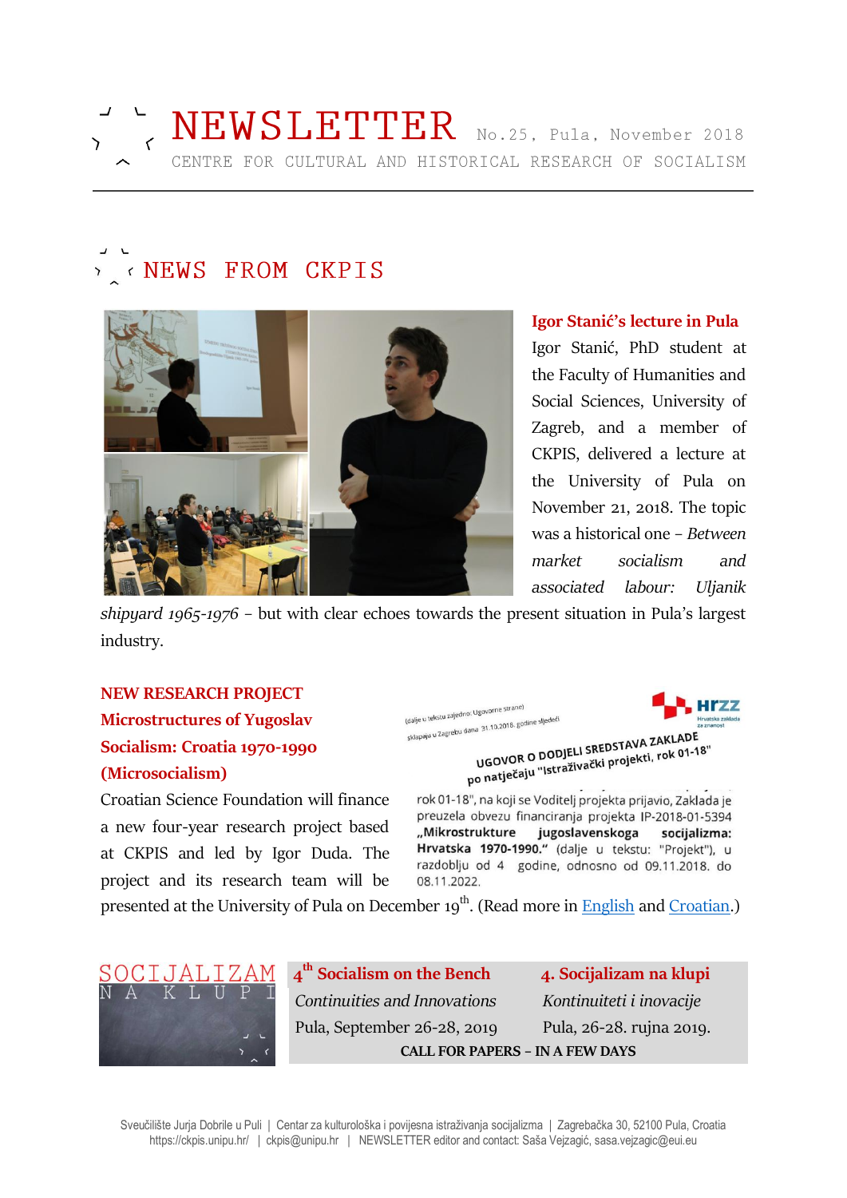# NEWSLETTER

No.25, Pula, November 2018

CENTRE FOR CULTURAL AND HISTORICAL RESEARCH OF SOCIALISM

## NEWS FROM CKPIS

### Igor Stanić's lecture in Pula

Igor Stanić, PhD student at the Faculty of Humanities and Social Sciences, University of Zagreb, and a member of CKPIS, delivered a lecture at the University of Pula on November 21, 2018. The topic was a historical one – *Between market socialism and associated labour: Uljanik shipyard 1965-1976* – but with clear echoes towards the present situation in Pula's largest industry.

### NEW RESEARCH PROJECT Microstructures of Yugoslav Socialism: Croatia 1970-1990 (Microsocialism)

Croatian Science Foundation will finance a new four-year research project based at CKPIS and led by Igor Duda. The project and its research team will be presented at the University of Pula on December 19th. (Read more in English and Croatian.)

### 4th Socialism on the Bench

*Continuities and Innovations*

Pula, September 26-28, 2019

### 4. Socijalizam na klupi

*Kontinuiteti i inovacije*

Pula, 26-28. rujna 2019.

**CALL FOR PAPERS – IN A FEW DAYS**

Sveučilište Jurja Dobrile u Puli | Centar za kulturološka i povijesna istraživanja socijalizma | Zagrebačka 30, 52100 Pula, Croatia
https://ckpis.unipu.hr/ | ckpis@unipu.hr | NEWSLETTER editor and contact: Saša Vejzagić, sasa.vejzagic@eui.eu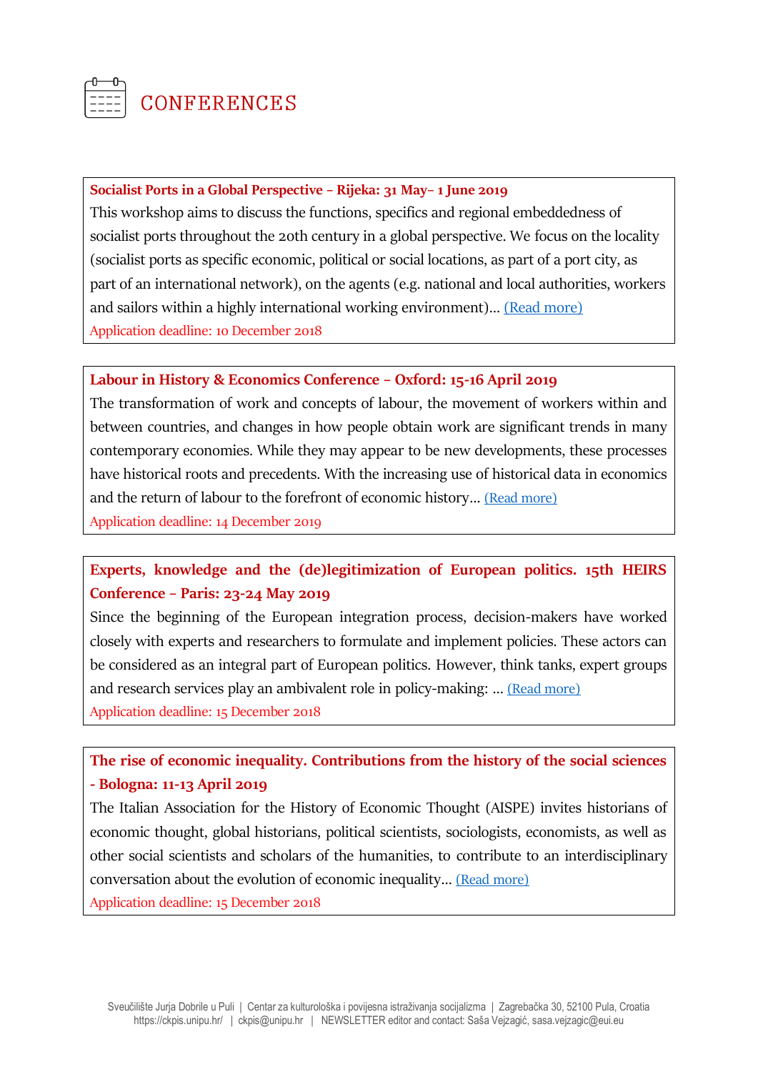# CONFERENCES

**Socialist Ports in a Global Perspective – Rijeka: 31 May– 1 June 2019**

This workshop aims to discuss the functions, specifics and regional embeddedness of socialist ports throughout the 20th century in a global perspective. We focus on the locality (socialist ports as specific economic, political or social locations, as part of a port city, as part of an international network), on the agents (e.g. national and local authorities, workers and sailors within a highly international working environment)... (Read more)

Application deadline: 10 December 2018

**Labour in History & Economics Conference – Oxford: 15-16 April 2019**

The transformation of work and concepts of labour, the movement of workers within and between countries, and changes in how people obtain work are significant trends in many contemporary economies. While they may appear to be new developments, these processes have historical roots and precedents. With the increasing use of historical data in economics and the return of labour to the forefront of economic history... (Read more)

Application deadline: 14 December 2019

**Experts, knowledge and the (de)legitimization of European politics. 15th HEIRS Conference – Paris: 23-24 May 2019**

Since the beginning of the European integration process, decision-makers have worked closely with experts and researchers to formulate and implement policies. These actors can be considered as an integral part of European politics. However, think tanks, expert groups and research services play an ambivalent role in policy-making: ... (Read more)

Application deadline: 15 December 2018

**The rise of economic inequality. Contributions from the history of the social sciences - Bologna: 11-13 April 2019**

The Italian Association for the History of Economic Thought (AISPE) invites historians of economic thought, global historians, political scientists, sociologists, economists, as well as other social scientists and scholars of the humanities, to contribute to an interdisciplinary conversation about the evolution of economic inequality... (Read more)

Application deadline: 15 December 2018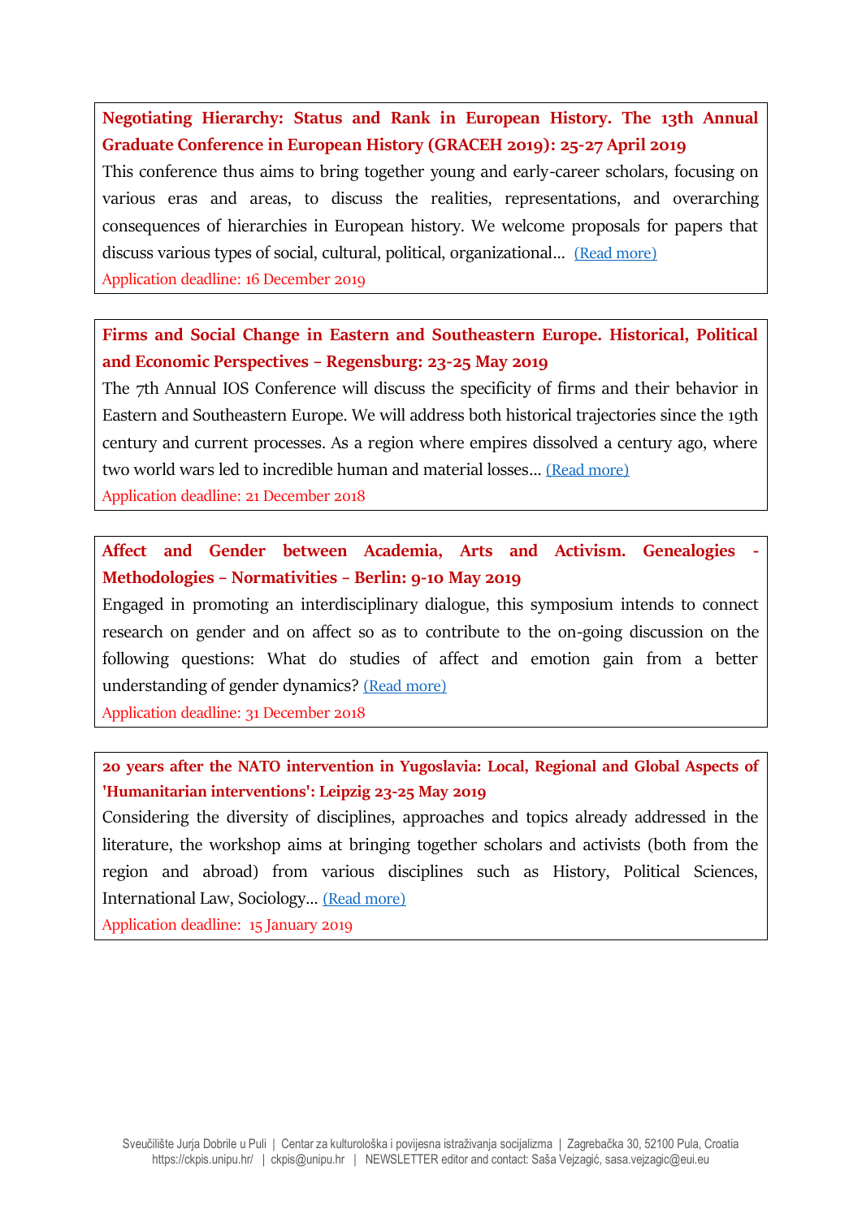**Negotiating Hierarchy: Status and Rank in European History. The 13th Annual Graduate Conference in European History (GRACEH 2019): 25-27 April 2019**

This conference thus aims to bring together young and early-career scholars, focusing on various eras and areas, to discuss the realities, representations, and overarching consequences of hierarchies in European history. We welcome proposals for papers that discuss various types of social, cultural, political, organizational... (Read more)

Application deadline: 16 December 2019

**Firms and Social Change in Eastern and Southeastern Europe. Historical, Political and Economic Perspectives – Regensburg: 23-25 May 2019**

The 7th Annual IOS Conference will discuss the specificity of firms and their behavior in Eastern and Southeastern Europe. We will address both historical trajectories since the 19th century and current processes. As a region where empires dissolved a century ago, where two world wars led to incredible human and material losses... (Read more)

Application deadline: 21 December 2018

**Affect and Gender between Academia, Arts and Activism. Genealogies - Methodologies – Normativities – Berlin: 9-10 May 2019**

Engaged in promoting an interdisciplinary dialogue, this symposium intends to connect research on gender and on affect so as to contribute to the on-going discussion on the following questions: What do studies of affect and emotion gain from a better understanding of gender dynamics? (Read more)

Application deadline: 31 December 2018

**20 years after the NATO intervention in Yugoslavia: Local, Regional and Global Aspects of 'Humanitarian interventions': Leipzig 23-25 May 2019**

Considering the diversity of disciplines, approaches and topics already addressed in the literature, the workshop aims at bringing together scholars and activists (both from the region and abroad) from various disciplines such as History, Political Sciences, International Law, Sociology... (Read more)

Application deadline: 15 January 2019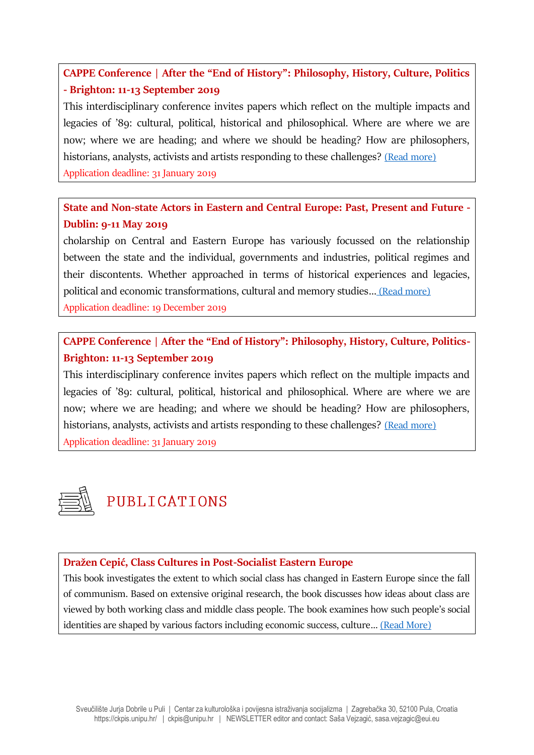**CAPPE Conference | After the "End of History": Philosophy, History, Culture, Politics - Brighton: 11-13 September 2019**

This interdisciplinary conference invites papers which reflect on the multiple impacts and legacies of '89: cultural, political, historical and philosophical. Where are where we are now; where we are heading; and where we should be heading? How are philosophers, historians, analysts, activists and artists responding to these challenges? (Read more)

Application deadline: 31 January 2019

**State and Non-state Actors in Eastern and Central Europe: Past, Present and Future - Dublin: 9-11 May 2019**

cholarship on Central and Eastern Europe has variously focussed on the relationship between the state and the individual, governments and industries, political regimes and their discontents. Whether approached in terms of historical experiences and legacies, political and economic transformations, cultural and memory studies… (Read more)

Application deadline: 19 December 2019

**CAPPE Conference | After the "End of History": Philosophy, History, Culture, Politics- Brighton: 11-13 September 2019**

This interdisciplinary conference invites papers which reflect on the multiple impacts and legacies of '89: cultural, political, historical and philosophical. Where are where we are now; where we are heading; and where we should be heading? How are philosophers, historians, analysts, activists and artists responding to these challenges? (Read more)

Application deadline: 31 January 2019

## PUBLICATIONS

**Dražen Cepić, Class Cultures in Post-Socialist Eastern Europe**

This book investigates the extent to which social class has changed in Eastern Europe since the fall of communism. Based on extensive original research, the book discusses how ideas about class are viewed by both working class and middle class people. The book examines how such people's social identities are shaped by various factors including economic success, culture… (Read More)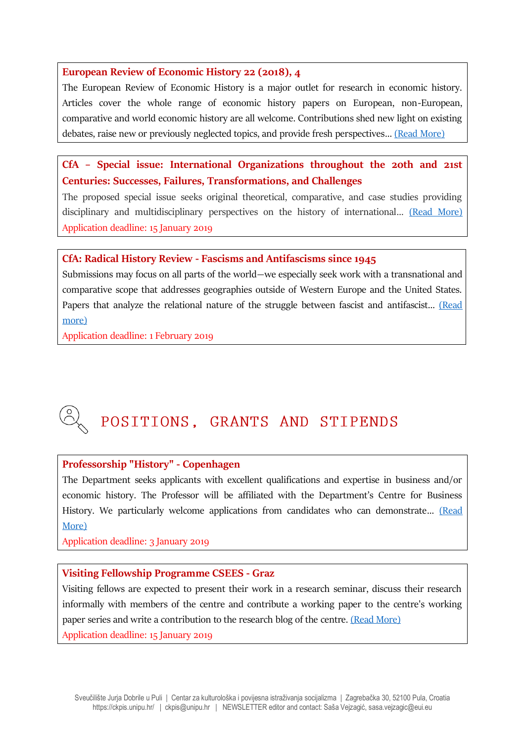**European Review of Economic History 22 (2018), 4**

The European Review of Economic History is a major outlet for research in economic history. Articles cover the whole range of economic history papers on European, non-European, comparative and world economic history are all welcome. Contributions shed new light on existing debates, raise new or previously neglected topics, and provide fresh perspectives… (Read More)

**CfA – Special issue: International Organizations throughout the 20th and 21st Centuries: Successes, Failures, Transformations, and Challenges**

The proposed special issue seeks original theoretical, comparative, and case studies providing disciplinary and multidisciplinary perspectives on the history of international… (Read More)

Application deadline: 15 January 2019

**CfA: Radical History Review - Fascisms and Antifascisms since 1945**

Submissions may focus on all parts of the world—we especially seek work with a transnational and comparative scope that addresses geographies outside of Western Europe and the United States. Papers that analyze the relational nature of the struggle between fascist and antifascist… (Read more)

Application deadline: 1 February 2019

## POSITIONS, GRANTS AND STIPENDS

**Professorship "History" - Copenhagen**

The Department seeks applicants with excellent qualifications and expertise in business and/or economic history. The Professor will be affiliated with the Department's Centre for Business History. We particularly welcome applications from candidates who can demonstrate… (Read More)

Application deadline: 3 January 2019

**Visiting Fellowship Programme CSEES - Graz**

Visiting fellows are expected to present their work in a research seminar, discuss their research informally with members of the centre and contribute a working paper to the centre's working paper series and write a contribution to the research blog of the centre. (Read More)

Application deadline: 15 January 2019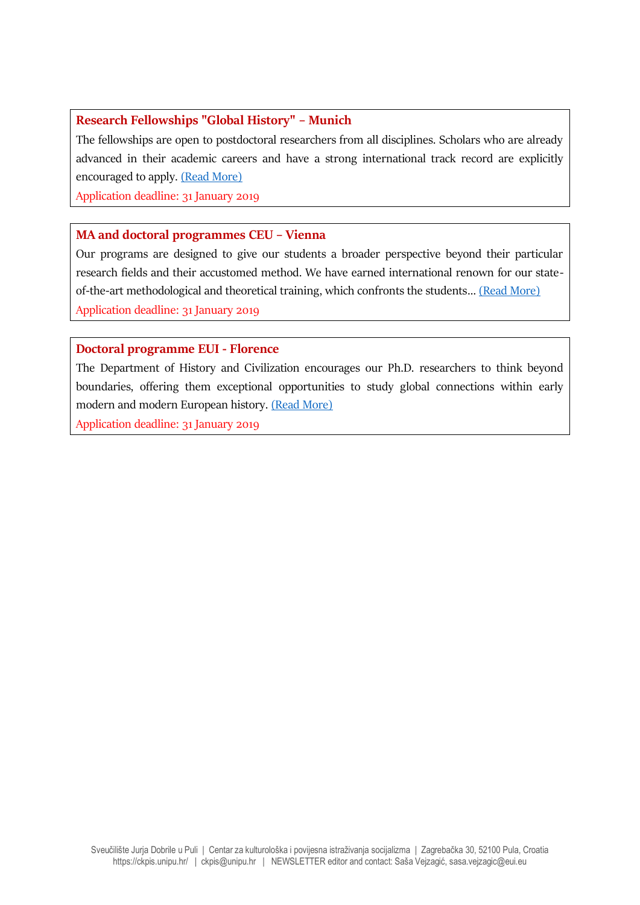### Research Fellowships "Global History" – Munich

The fellowships are open to postdoctoral researchers from all disciplines. Scholars who are already advanced in their academic careers and have a strong international track record are explicitly encouraged to apply. (Read More)

Application deadline: 31 January 2019

### MA and doctoral programmes CEU – Vienna

Our programs are designed to give our students a broader perspective beyond their particular research fields and their accustomed method. We have earned international renown for our state-of-the-art methodological and theoretical training, which confronts the students... (Read More)

Application deadline: 31 January 2019

### Doctoral programme EUI - Florence

The Department of History and Civilization encourages our Ph.D. researchers to think beyond boundaries, offering them exceptional opportunities to study global connections within early modern and modern European history. (Read More)

Application deadline: 31 January 2019